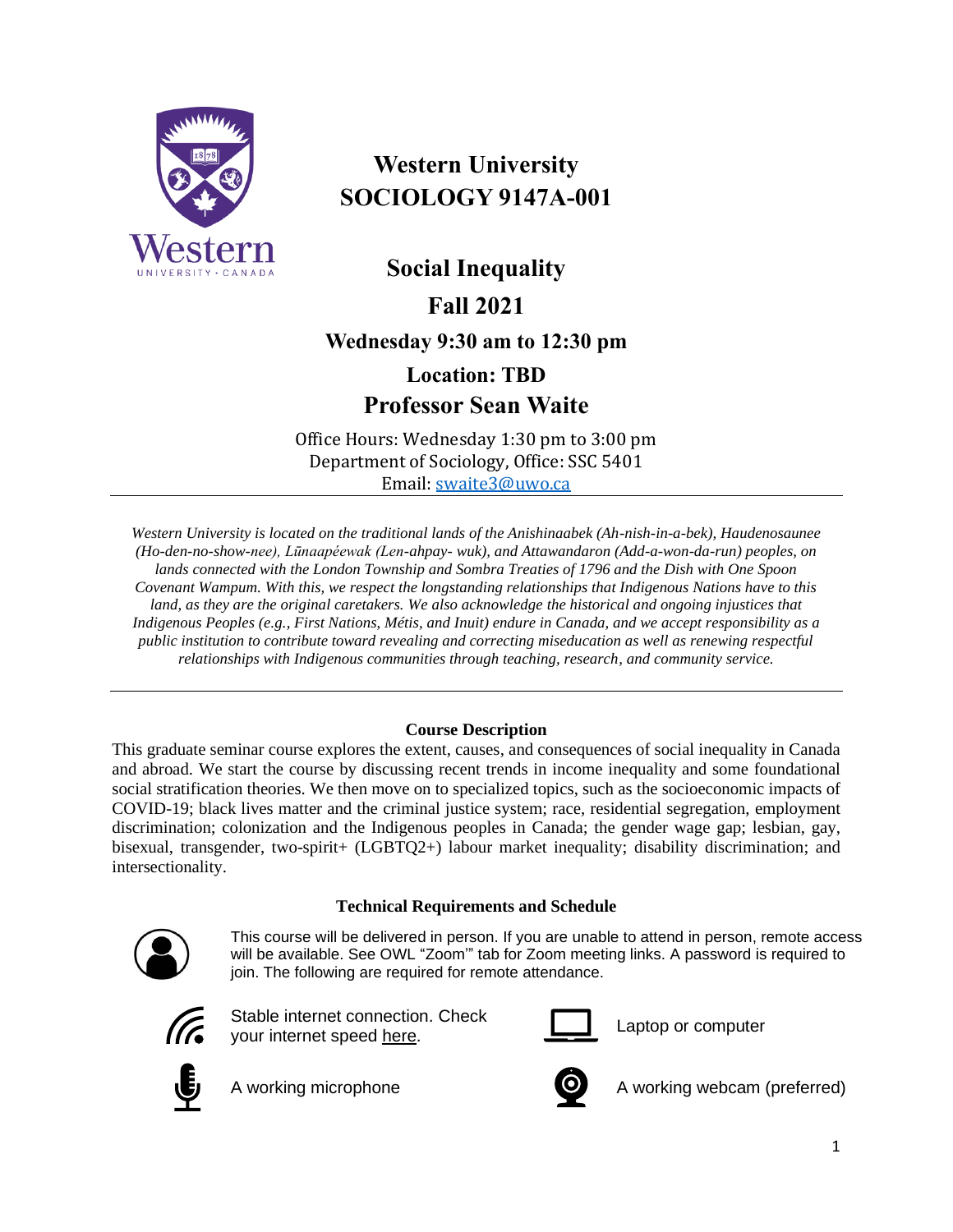# Western University
# SOCIOLOGY 9147A-001

## Social Inequality

## Fall 2021

### Wednesday 9:30 am to 12:30 pm

### Location: TBD

## Professor Sean Waite

Office Hours: Wednesday 1:30 pm to 3:00 pm
Department of Sociology, Office: SSC 5401
Email: swaite3@uwo.ca

---

*Western University is located on the traditional lands of the Anishinaabek (Ah-nish-in-a-bek), Haudenosaunee (Ho-den-no-show-nee), Lūnaapéewak (Len-ahpay- wuk), and Attawandaron (Add-a-won-da-run) peoples, on lands connected with the London Township and Sombra Treaties of 1796 and the Dish with One Spoon Covenant Wampum. With this, we respect the longstanding relationships that Indigenous Nations have to this land, as they are the original caretakers. We also acknowledge the historical and ongoing injustices that Indigenous Peoples (e.g., First Nations, Métis, and Inuit) endure in Canada, and we accept responsibility as a public institution to contribute toward revealing and correcting miseducation as well as renewing respectful relationships with Indigenous communities through teaching, research, and community service.*

---

### Course Description

This graduate seminar course explores the extent, causes, and consequences of social inequality in Canada and abroad. We start the course by discussing recent trends in income inequality and some foundational social stratification theories. We then move on to specialized topics, such as the socioeconomic impacts of COVID-19; black lives matter and the criminal justice system; race, residential segregation, employment discrimination; colonization and the Indigenous peoples in Canada; the gender wage gap; lesbian, gay, bisexual, transgender, two-spirit+ (LGBTQ2+) labour market inequality; disability discrimination; and intersectionality.

### Technical Requirements and Schedule

This course will be delivered in person. If you are unable to attend in person, remote access will be available. See OWL "Zoom" tab for Zoom meeting links. A password is required to join. The following are required for remote attendance.

- Stable internet connection. Check your internet speed here.
- Laptop or computer
- A working microphone
- A working webcam (preferred)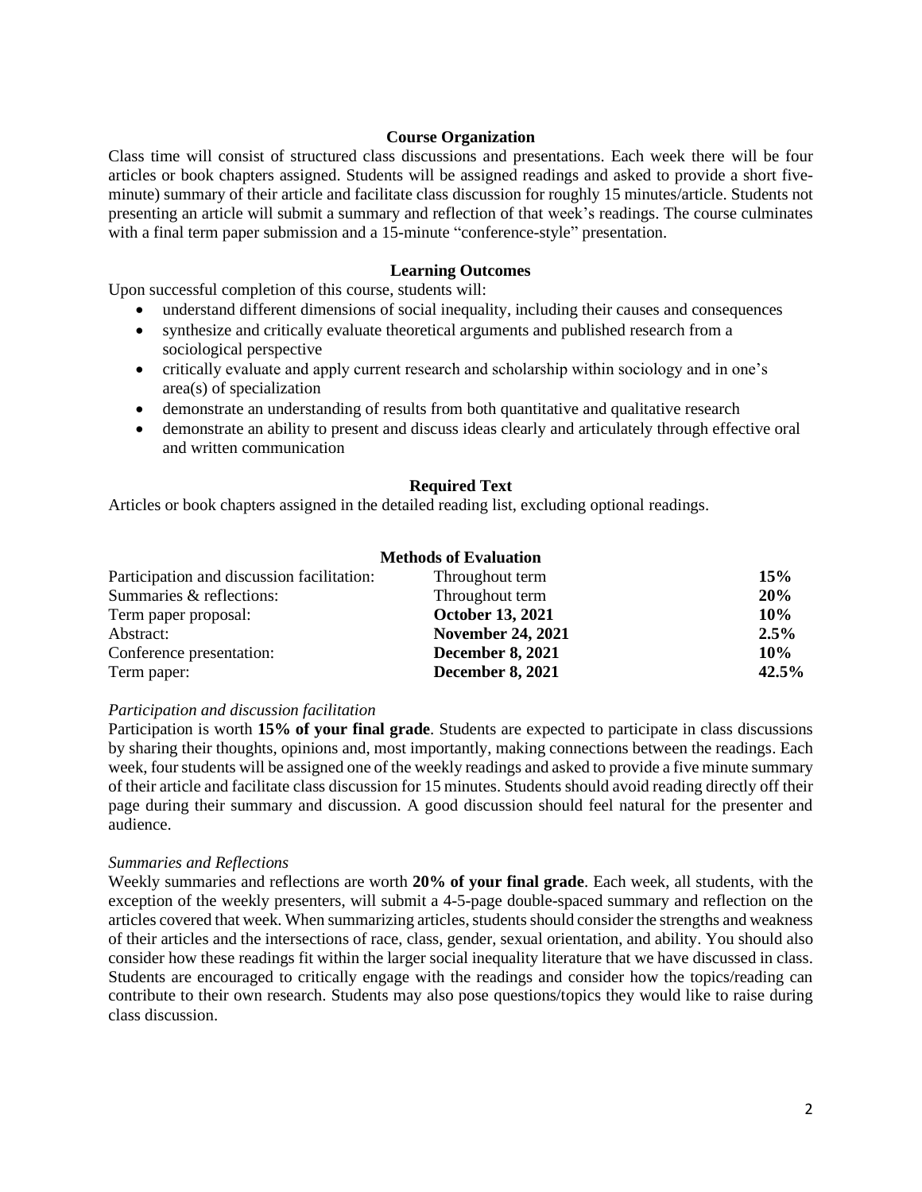## Course Organization

Class time will consist of structured class discussions and presentations. Each week there will be four articles or book chapters assigned. Students will be assigned readings and asked to provide a short five-minute) summary of their article and facilitate class discussion for roughly 15 minutes/article. Students not presenting an article will submit a summary and reflection of that week's readings. The course culminates with a final term paper submission and a 15-minute "conference-style" presentation.

## Learning Outcomes

Upon successful completion of this course, students will:

- understand different dimensions of social inequality, including their causes and consequences
- synthesize and critically evaluate theoretical arguments and published research from a sociological perspective
- critically evaluate and apply current research and scholarship within sociology and in one's area(s) of specialization
- demonstrate an understanding of results from both quantitative and qualitative research
- demonstrate an ability to present and discuss ideas clearly and articulately through effective oral and written communication

## Required Text

Articles or book chapters assigned in the detailed reading list, excluding optional readings.

## Methods of Evaluation

| | | |
|---|---|---|
| Participation and discussion facilitation: | Throughout term | **15%** |
| Summaries & reflections: | Throughout term | **20%** |
| Term paper proposal: | **October 13, 2021** | **10%** |
| Abstract: | **November 24, 2021** | **2.5%** |
| Conference presentation: | **December 8, 2021** | **10%** |
| Term paper: | **December 8, 2021** | **42.5%** |

*Participation and discussion facilitation*

Participation is worth **15% of your final grade**. Students are expected to participate in class discussions by sharing their thoughts, opinions and, most importantly, making connections between the readings. Each week, four students will be assigned one of the weekly readings and asked to provide a five minute summary of their article and facilitate class discussion for 15 minutes. Students should avoid reading directly off their page during their summary and discussion. A good discussion should feel natural for the presenter and audience.

*Summaries and Reflections*

Weekly summaries and reflections are worth **20% of your final grade**. Each week, all students, with the exception of the weekly presenters, will submit a 4-5-page double-spaced summary and reflection on the articles covered that week. When summarizing articles, students should consider the strengths and weakness of their articles and the intersections of race, class, gender, sexual orientation, and ability. You should also consider how these readings fit within the larger social inequality literature that we have discussed in class. Students are encouraged to critically engage with the readings and consider how the topics/reading can contribute to their own research. Students may also pose questions/topics they would like to raise during class discussion.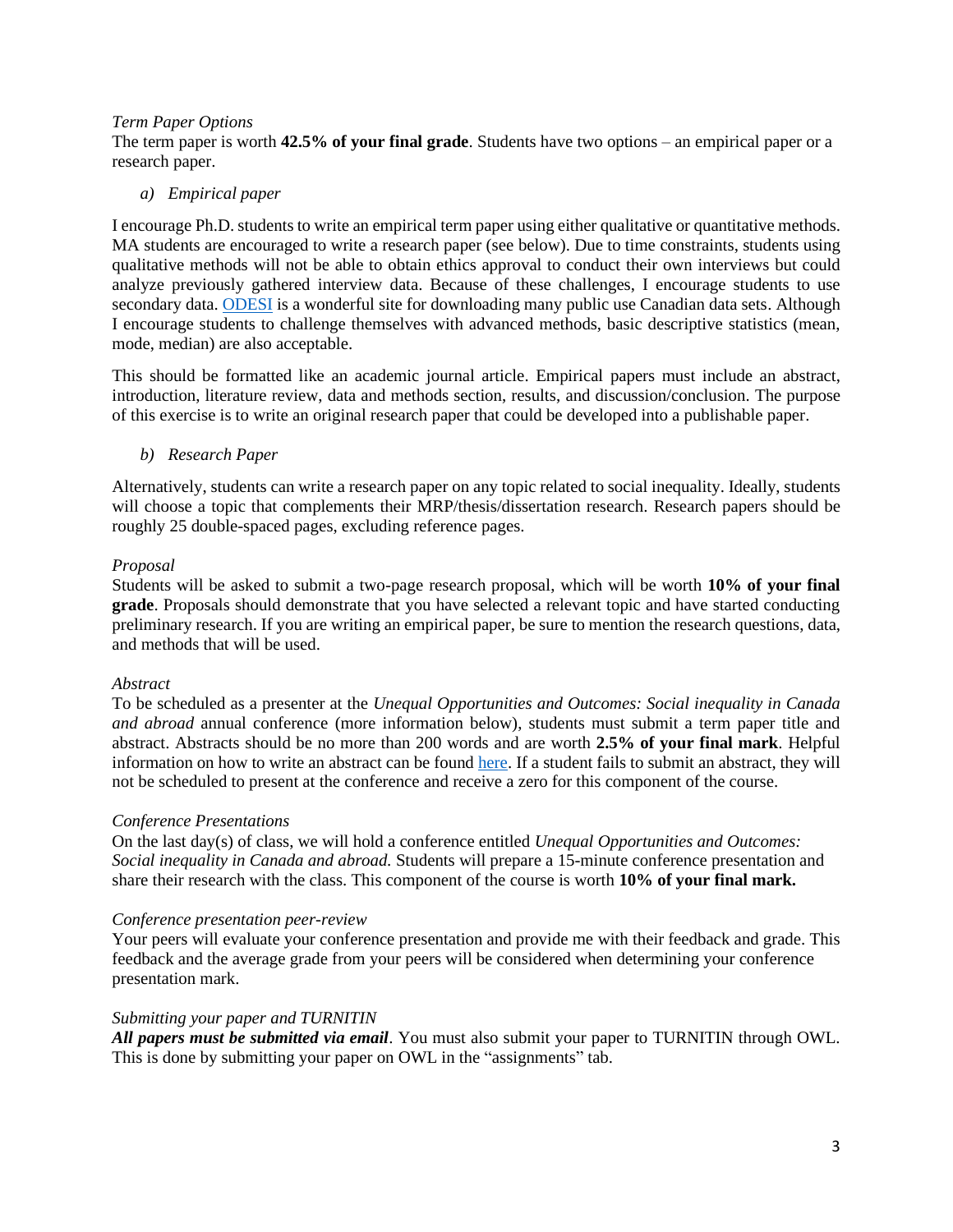*Term Paper Options*

The term paper is worth **42.5% of your final grade**. Students have two options – an empirical paper or a research paper.

*a) Empirical paper*

I encourage Ph.D. students to write an empirical term paper using either qualitative or quantitative methods. MA students are encouraged to write a research paper (see below). Due to time constraints, students using qualitative methods will not be able to obtain ethics approval to conduct their own interviews but could analyze previously gathered interview data. Because of these challenges, I encourage students to use secondary data. ODESI is a wonderful site for downloading many public use Canadian data sets. Although I encourage students to challenge themselves with advanced methods, basic descriptive statistics (mean, mode, median) are also acceptable.

This should be formatted like an academic journal article. Empirical papers must include an abstract, introduction, literature review, data and methods section, results, and discussion/conclusion. The purpose of this exercise is to write an original research paper that could be developed into a publishable paper.

*b) Research Paper*

Alternatively, students can write a research paper on any topic related to social inequality. Ideally, students will choose a topic that complements their MRP/thesis/dissertation research. Research papers should be roughly 25 double-spaced pages, excluding reference pages.

*Proposal*

Students will be asked to submit a two-page research proposal, which will be worth **10% of your final grade**. Proposals should demonstrate that you have selected a relevant topic and have started conducting preliminary research. If you are writing an empirical paper, be sure to mention the research questions, data, and methods that will be used.

*Abstract*

To be scheduled as a presenter at the *Unequal Opportunities and Outcomes: Social inequality in Canada and abroad* annual conference (more information below), students must submit a term paper title and abstract. Abstracts should be no more than 200 words and are worth **2.5% of your final mark**. Helpful information on how to write an abstract can be found here. If a student fails to submit an abstract, they will not be scheduled to present at the conference and receive a zero for this component of the course.

*Conference Presentations*

On the last day(s) of class, we will hold a conference entitled *Unequal Opportunities and Outcomes: Social inequality in Canada and abroad.* Students will prepare a 15-minute conference presentation and share their research with the class. This component of the course is worth **10% of your final mark.**

*Conference presentation peer-review*

Your peers will evaluate your conference presentation and provide me with their feedback and grade. This feedback and the average grade from your peers will be considered when determining your conference presentation mark.

*Submitting your paper and TURNITIN*

***All papers must be submitted via email***. You must also submit your paper to TURNITIN through OWL. This is done by submitting your paper on OWL in the "assignments" tab.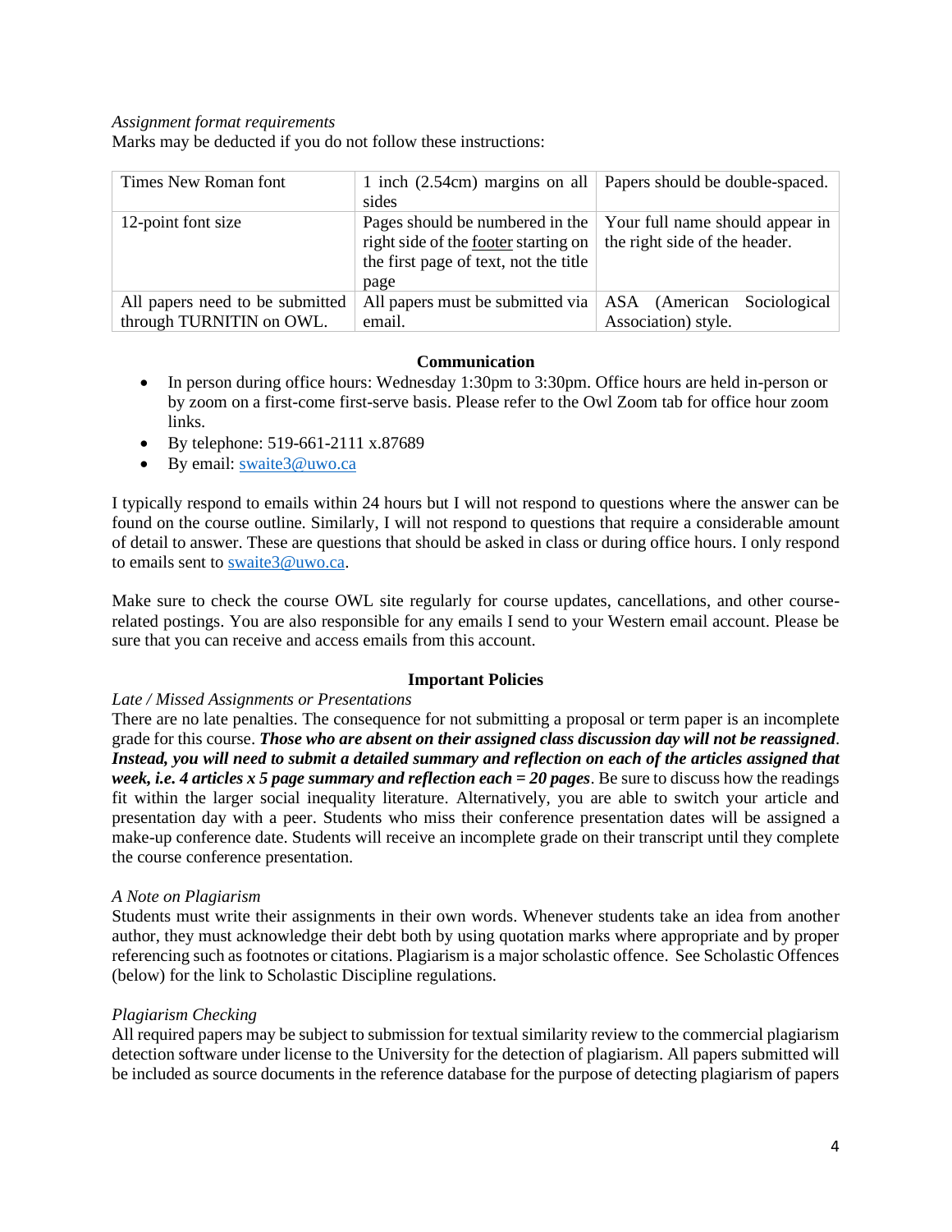*Assignment format requirements*
Marks may be deducted if you do not follow these instructions:

| | | |
|---|---|---|
| Times New Roman font | 1 inch (2.54cm) margins on all sides | Papers should be double-spaced. |
| 12-point font size | Pages should be numbered in the right side of the footer starting on the first page of text, not the title page | Your full name should appear in the right side of the header. |
| All papers need to be submitted through TURNITIN on OWL. | All papers must be submitted via email. | ASA (American Sociological Association) style. |

**Communication**

- In person during office hours: Wednesday 1:30pm to 3:30pm. Office hours are held in-person or by zoom on a first-come first-serve basis. Please refer to the Owl Zoom tab for office hour zoom links.
- By telephone: 519-661-2111 x.87689
- By email: swaite3@uwo.ca

I typically respond to emails within 24 hours but I will not respond to questions where the answer can be found on the course outline. Similarly, I will not respond to questions that require a considerable amount of detail to answer. These are questions that should be asked in class or during office hours. I only respond to emails sent to swaite3@uwo.ca.

Make sure to check the course OWL site regularly for course updates, cancellations, and other course-related postings. You are also responsible for any emails I send to your Western email account. Please be sure that you can receive and access emails from this account.

**Important Policies**

*Late / Missed Assignments or Presentations*
There are no late penalties. The consequence for not submitting a proposal or term paper is an incomplete grade for this course. ***Those who are absent on their assigned class discussion day will not be reassigned***. ***Instead, you will need to submit a detailed summary and reflection on each of the articles assigned that week, i.e. 4 articles x 5 page summary and reflection each = 20 pages***. Be sure to discuss how the readings fit within the larger social inequality literature. Alternatively, you are able to switch your article and presentation day with a peer. Students who miss their conference presentation dates will be assigned a make-up conference date. Students will receive an incomplete grade on their transcript until they complete the course conference presentation.

*A Note on Plagiarism*
Students must write their assignments in their own words. Whenever students take an idea from another author, they must acknowledge their debt both by using quotation marks where appropriate and by proper referencing such as footnotes or citations. Plagiarism is a major scholastic offence. See Scholastic Offences (below) for the link to Scholastic Discipline regulations.

*Plagiarism Checking*
All required papers may be subject to submission for textual similarity review to the commercial plagiarism detection software under license to the University for the detection of plagiarism. All papers submitted will be included as source documents in the reference database for the purpose of detecting plagiarism of papers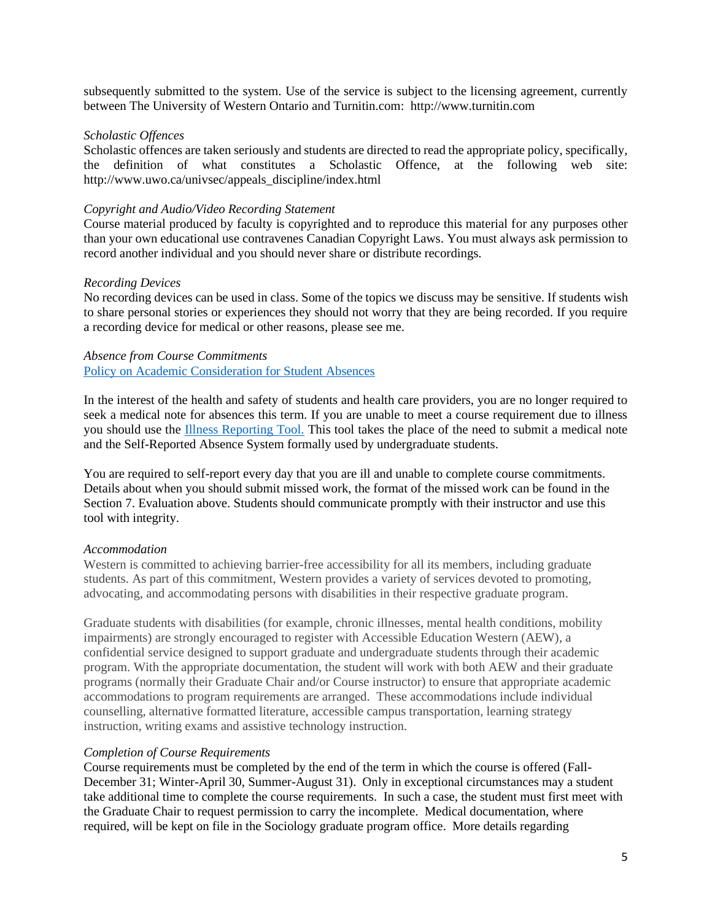subsequently submitted to the system. Use of the service is subject to the licensing agreement, currently between The University of Western Ontario and Turnitin.com: http://www.turnitin.com

*Scholastic Offences*

Scholastic offences are taken seriously and students are directed to read the appropriate policy, specifically, the definition of what constitutes a Scholastic Offence, at the following web site: http://www.uwo.ca/univsec/appeals_discipline/index.html

*Copyright and Audio/Video Recording Statement*

Course material produced by faculty is copyrighted and to reproduce this material for any purposes other than your own educational use contravenes Canadian Copyright Laws. You must always ask permission to record another individual and you should never share or distribute recordings.

*Recording Devices*

No recording devices can be used in class. Some of the topics we discuss may be sensitive. If students wish to share personal stories or experiences they should not worry that they are being recorded. If you require a recording device for medical or other reasons, please see me.

*Absence from Course Commitments*

Policy on Academic Consideration for Student Absences

In the interest of the health and safety of students and health care providers, you are no longer required to seek a medical note for absences this term. If you are unable to meet a course requirement due to illness you should use the Illness Reporting Tool. This tool takes the place of the need to submit a medical note and the Self-Reported Absence System formally used by undergraduate students.

You are required to self-report every day that you are ill and unable to complete course commitments. Details about when you should submit missed work, the format of the missed work can be found in the Section 7. Evaluation above. Students should communicate promptly with their instructor and use this tool with integrity.

*Accommodation*

Western is committed to achieving barrier-free accessibility for all its members, including graduate students. As part of this commitment, Western provides a variety of services devoted to promoting, advocating, and accommodating persons with disabilities in their respective graduate program.

Graduate students with disabilities (for example, chronic illnesses, mental health conditions, mobility impairments) are strongly encouraged to register with Accessible Education Western (AEW), a confidential service designed to support graduate and undergraduate students through their academic program. With the appropriate documentation, the student will work with both AEW and their graduate programs (normally their Graduate Chair and/or Course instructor) to ensure that appropriate academic accommodations to program requirements are arranged. These accommodations include individual counselling, alternative formatted literature, accessible campus transportation, learning strategy instruction, writing exams and assistive technology instruction.

*Completion of Course Requirements*

Course requirements must be completed by the end of the term in which the course is offered (Fall-December 31; Winter-April 30, Summer-August 31). Only in exceptional circumstances may a student take additional time to complete the course requirements. In such a case, the student must first meet with the Graduate Chair to request permission to carry the incomplete. Medical documentation, where required, will be kept on file in the Sociology graduate program office. More details regarding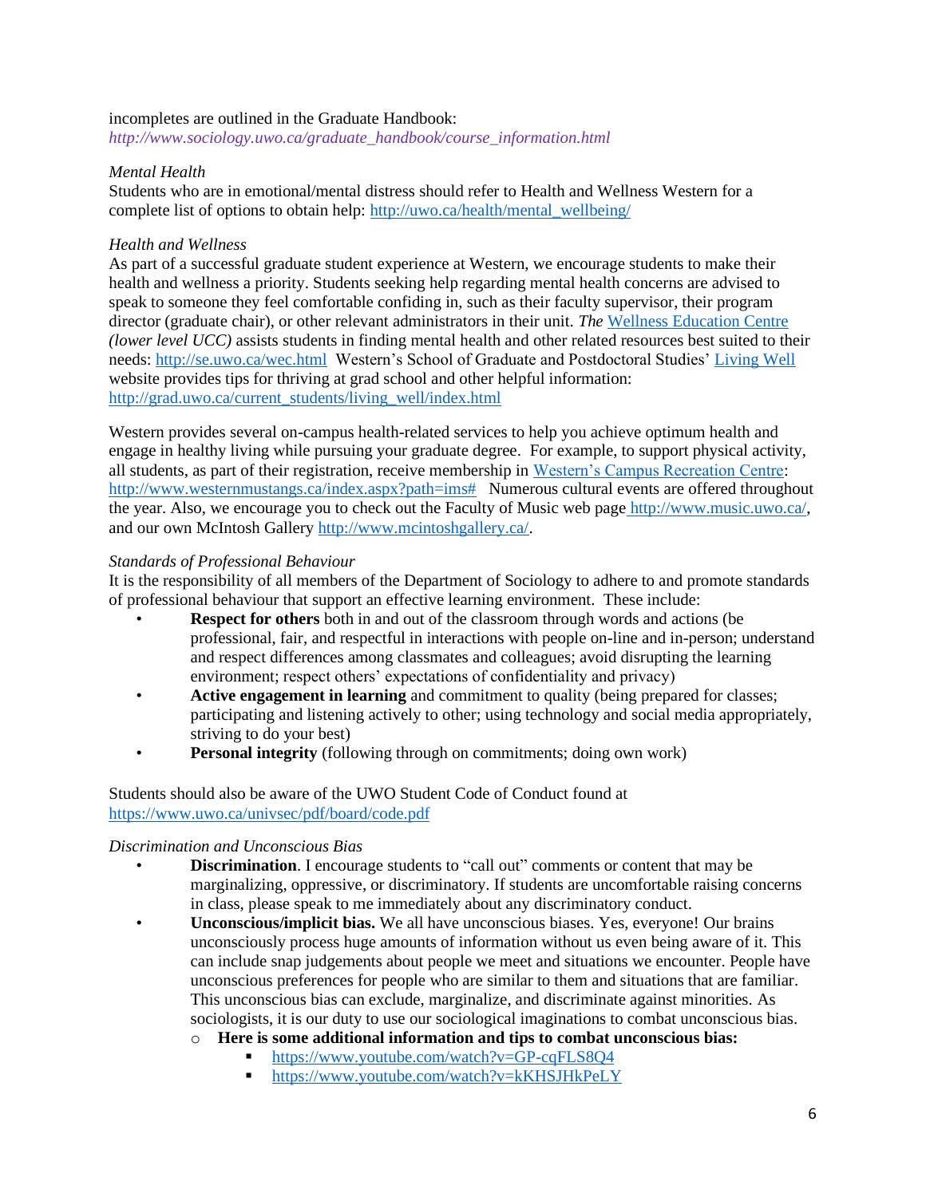incompletes are outlined in the Graduate Handbook:
*http://www.sociology.uwo.ca/graduate_handbook/course_information.html*

*Mental Health*
Students who are in emotional/mental distress should refer to Health and Wellness Western for a complete list of options to obtain help: http://uwo.ca/health/mental_wellbeing/

*Health and Wellness*
As part of a successful graduate student experience at Western, we encourage students to make their health and wellness a priority. Students seeking help regarding mental health concerns are advised to speak to someone they feel comfortable confiding in, such as their faculty supervisor, their program director (graduate chair), or other relevant administrators in their unit. *The* Wellness Education Centre *(lower level UCC)* assists students in finding mental health and other related resources best suited to their needs: http://se.uwo.ca/wec.html Western's School of Graduate and Postdoctoral Studies' Living Well website provides tips for thriving at grad school and other helpful information: http://grad.uwo.ca/current_students/living_well/index.html

Western provides several on-campus health-related services to help you achieve optimum health and engage in healthy living while pursuing your graduate degree. For example, to support physical activity, all students, as part of their registration, receive membership in Western's Campus Recreation Centre: http://www.westernmustangs.ca/index.aspx?path=ims# Numerous cultural events are offered throughout the year. Also, we encourage you to check out the Faculty of Music web page http://www.music.uwo.ca/, and our own McIntosh Gallery http://www.mcintoshgallery.ca/.

*Standards of Professional Behaviour*
It is the responsibility of all members of the Department of Sociology to adhere to and promote standards of professional behaviour that support an effective learning environment. These include:

- **Respect for others** both in and out of the classroom through words and actions (be professional, fair, and respectful in interactions with people on-line and in-person; understand and respect differences among classmates and colleagues; avoid disrupting the learning environment; respect others' expectations of confidentiality and privacy)
- **Active engagement in learning** and commitment to quality (being prepared for classes; participating and listening actively to other; using technology and social media appropriately, striving to do your best)
- **Personal integrity** (following through on commitments; doing own work)

Students should also be aware of the UWO Student Code of Conduct found at https://www.uwo.ca/univsec/pdf/board/code.pdf

*Discrimination and Unconscious Bias*

- **Discrimination**. I encourage students to "call out" comments or content that may be marginalizing, oppressive, or discriminatory. If students are uncomfortable raising concerns in class, please speak to me immediately about any discriminatory conduct.
- **Unconscious/implicit bias.** We all have unconscious biases. Yes, everyone! Our brains unconsciously process huge amounts of information without us even being aware of it. This can include snap judgements about people we meet and situations we encounter. People have unconscious preferences for people who are similar to them and situations that are familiar. This unconscious bias can exclude, marginalize, and discriminate against minorities. As sociologists, it is our duty to use our sociological imaginations to combat unconscious bias.
  - **Here is some additional information and tips to combat unconscious bias:**
    - https://www.youtube.com/watch?v=GP-cqFLS8Q4
    - https://www.youtube.com/watch?v=kKHSJHkPeLY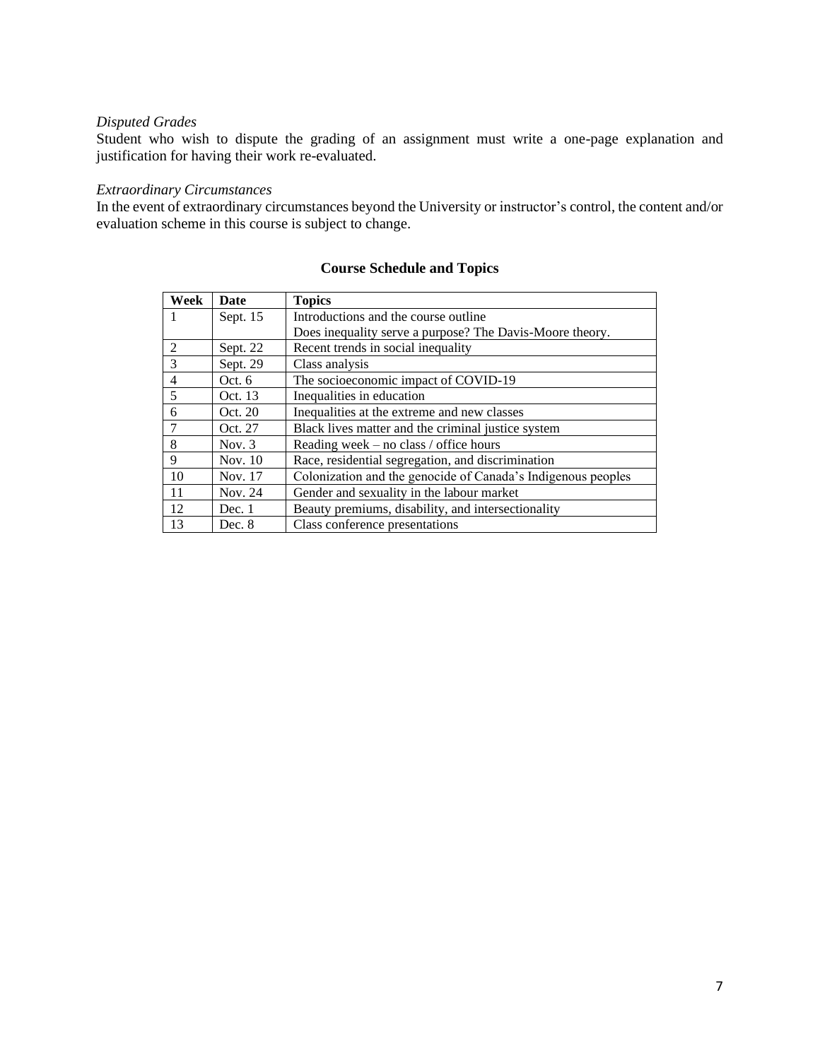*Disputed Grades*

Student who wish to dispute the grading of an assignment must write a one-page explanation and justification for having their work re-evaluated.

*Extraordinary Circumstances*

In the event of extraordinary circumstances beyond the University or instructor's control, the content and/or evaluation scheme in this course is subject to change.

## Course Schedule and Topics

| Week | Date | Topics |
|---|---|---|
| 1 | Sept. 15 | Introductions and the course outline<br>Does inequality serve a purpose? The Davis-Moore theory. |
| 2 | Sept. 22 | Recent trends in social inequality |
| 3 | Sept. 29 | Class analysis |
| 4 | Oct. 6 | The socioeconomic impact of COVID-19 |
| 5 | Oct. 13 | Inequalities in education |
| 6 | Oct. 20 | Inequalities at the extreme and new classes |
| 7 | Oct. 27 | Black lives matter and the criminal justice system |
| 8 | Nov. 3 | Reading week – no class / office hours |
| 9 | Nov. 10 | Race, residential segregation, and discrimination |
| 10 | Nov. 17 | Colonization and the genocide of Canada's Indigenous peoples |
| 11 | Nov. 24 | Gender and sexuality in the labour market |
| 12 | Dec. 1 | Beauty premiums, disability, and intersectionality |
| 13 | Dec. 8 | Class conference presentations |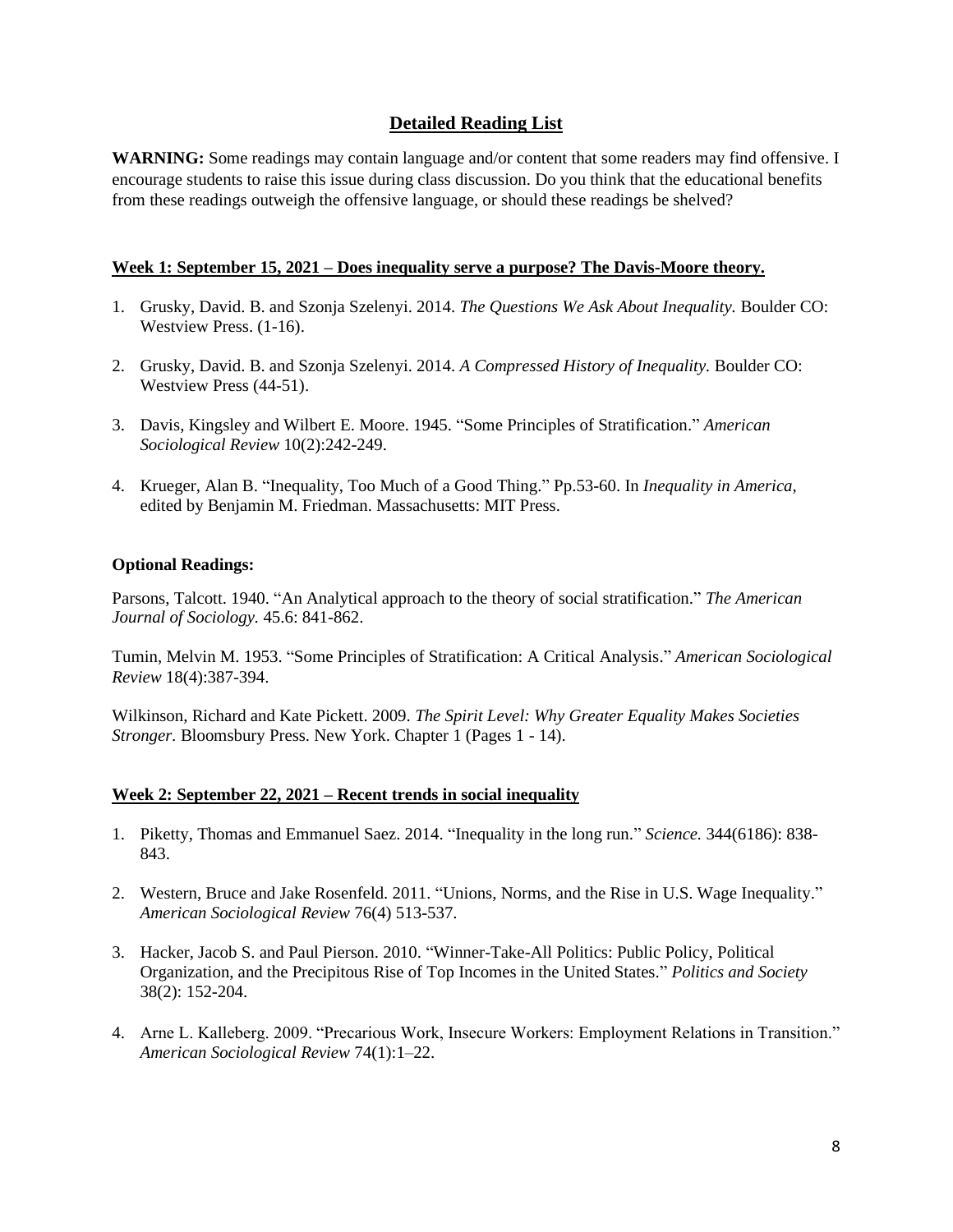## Detailed Reading List

**WARNING:** Some readings may contain language and/or content that some readers may find offensive. I encourage students to raise this issue during class discussion. Do you think that the educational benefits from these readings outweigh the offensive language, or should these readings be shelved?

### Week 1: September 15, 2021 – Does inequality serve a purpose? The Davis-Moore theory.

1. Grusky, David. B. and Szonja Szelenyi. 2014. *The Questions We Ask About Inequality.* Boulder CO: Westview Press. (1-16).

2. Grusky, David. B. and Szonja Szelenyi. 2014. *A Compressed History of Inequality.* Boulder CO: Westview Press (44-51).

3. Davis, Kingsley and Wilbert E. Moore. 1945. "Some Principles of Stratification." *American Sociological Review* 10(2):242-249.

4. Krueger, Alan B. "Inequality, Too Much of a Good Thing." Pp.53-60. In *Inequality in America*, edited by Benjamin M. Friedman. Massachusetts: MIT Press.

**Optional Readings:**

Parsons, Talcott. 1940. "An Analytical approach to the theory of social stratification." *The American Journal of Sociology.* 45.6: 841-862.

Tumin, Melvin M. 1953. "Some Principles of Stratification: A Critical Analysis." *American Sociological Review* 18(4):387-394.

Wilkinson, Richard and Kate Pickett. 2009. *The Spirit Level: Why Greater Equality Makes Societies Stronger.* Bloomsbury Press. New York. Chapter 1 (Pages 1 - 14).

### Week 2: September 22, 2021 – Recent trends in social inequality

1. Piketty, Thomas and Emmanuel Saez. 2014. "Inequality in the long run." *Science.* 344(6186): 838-843.

2. Western, Bruce and Jake Rosenfeld. 2011. "Unions, Norms, and the Rise in U.S. Wage Inequality." *American Sociological Review* 76(4) 513-537.

3. Hacker, Jacob S. and Paul Pierson. 2010. "Winner-Take-All Politics: Public Policy, Political Organization, and the Precipitous Rise of Top Incomes in the United States." *Politics and Society* 38(2): 152-204.

4. Arne L. Kalleberg. 2009. "Precarious Work, Insecure Workers: Employment Relations in Transition." *American Sociological Review* 74(1):1–22.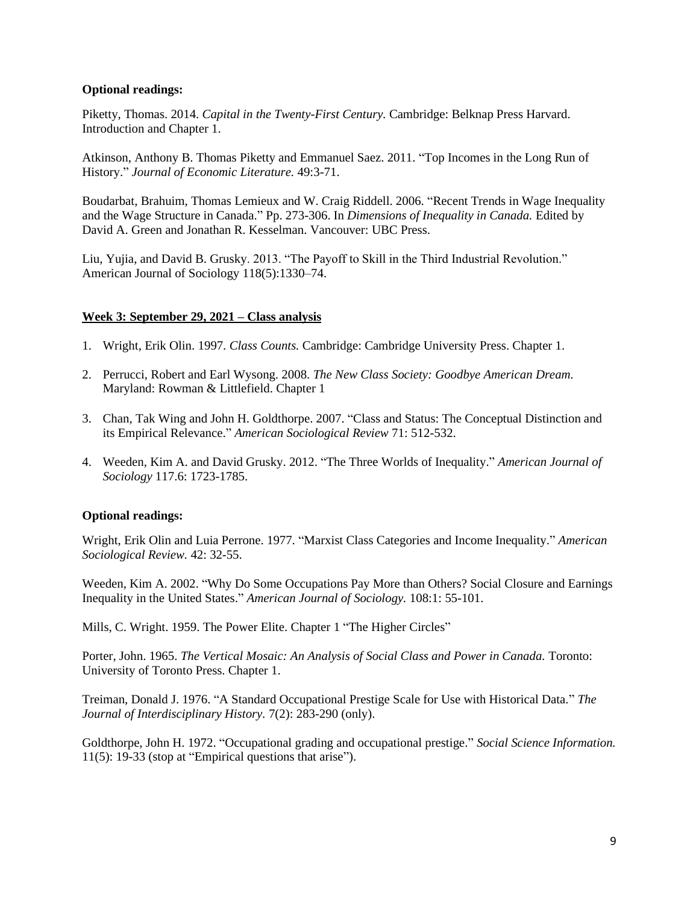**Optional readings:**

Piketty, Thomas. 2014. *Capital in the Twenty-First Century.* Cambridge: Belknap Press Harvard. Introduction and Chapter 1.

Atkinson, Anthony B. Thomas Piketty and Emmanuel Saez. 2011. "Top Incomes in the Long Run of History." *Journal of Economic Literature.* 49:3-71.

Boudarbat, Brahuim, Thomas Lemieux and W. Craig Riddell. 2006. "Recent Trends in Wage Inequality and the Wage Structure in Canada." Pp. 273-306. In *Dimensions of Inequality in Canada.* Edited by David A. Green and Jonathan R. Kesselman. Vancouver: UBC Press.

Liu, Yujia, and David B. Grusky. 2013. "The Payoff to Skill in the Third Industrial Revolution." American Journal of Sociology 118(5):1330–74.

**Week 3: September 29, 2021 – Class analysis**

1. Wright, Erik Olin. 1997. *Class Counts.* Cambridge: Cambridge University Press. Chapter 1.
2. Perrucci, Robert and Earl Wysong. 2008. *The New Class Society: Goodbye American Dream.* Maryland: Rowman & Littlefield. Chapter 1
3. Chan, Tak Wing and John H. Goldthorpe. 2007. "Class and Status: The Conceptual Distinction and its Empirical Relevance." *American Sociological Review* 71: 512-532.
4. Weeden, Kim A. and David Grusky. 2012. "The Three Worlds of Inequality." *American Journal of Sociology* 117.6: 1723-1785.

**Optional readings:**

Wright, Erik Olin and Luia Perrone. 1977. "Marxist Class Categories and Income Inequality." *American Sociological Review.* 42: 32-55.

Weeden, Kim A. 2002. "Why Do Some Occupations Pay More than Others? Social Closure and Earnings Inequality in the United States." *American Journal of Sociology.* 108:1: 55-101.

Mills, C. Wright. 1959. The Power Elite. Chapter 1 "The Higher Circles"

Porter, John. 1965. *The Vertical Mosaic: An Analysis of Social Class and Power in Canada.* Toronto: University of Toronto Press. Chapter 1.

Treiman, Donald J. 1976. "A Standard Occupational Prestige Scale for Use with Historical Data." *The Journal of Interdisciplinary History.* 7(2): 283-290 (only).

Goldthorpe, John H. 1972. "Occupational grading and occupational prestige." *Social Science Information.* 11(5): 19-33 (stop at "Empirical questions that arise").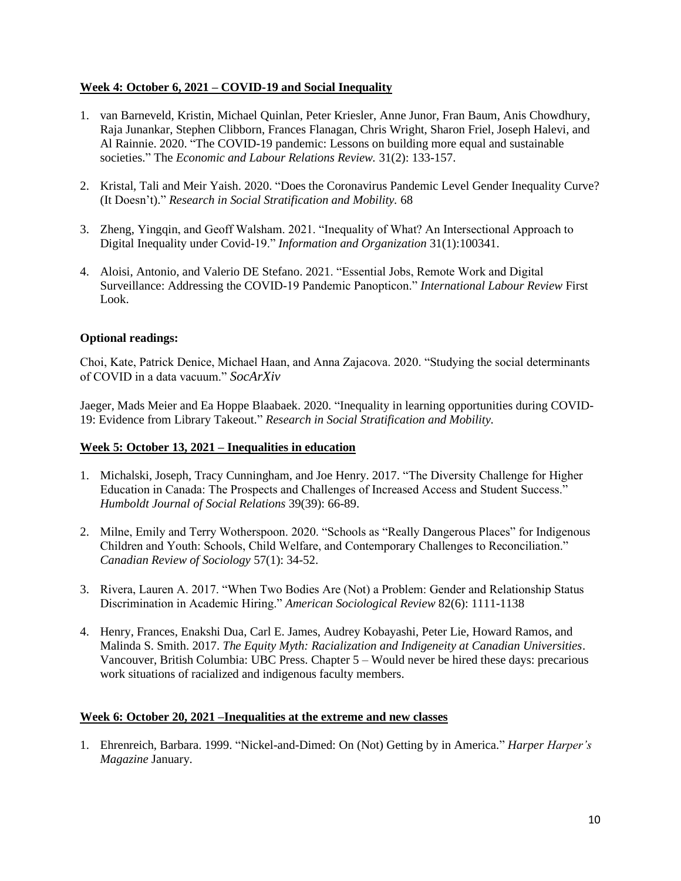**Week 4: October 6, 2021 – COVID-19 and Social Inequality**

1. van Barneveld, Kristin, Michael Quinlan, Peter Kriesler, Anne Junor, Fran Baum, Anis Chowdhury, Raja Junankar, Stephen Clibborn, Frances Flanagan, Chris Wright, Sharon Friel, Joseph Halevi, and Al Rainnie. 2020. "The COVID-19 pandemic: Lessons on building more equal and sustainable societies." The *Economic and Labour Relations Review.* 31(2): 133-157.

2. Kristal, Tali and Meir Yaish. 2020. "Does the Coronavirus Pandemic Level Gender Inequality Curve? (It Doesn't)." *Research in Social Stratification and Mobility.* 68

3. Zheng, Yingqin, and Geoff Walsham. 2021. "Inequality of What? An Intersectional Approach to Digital Inequality under Covid-19." *Information and Organization* 31(1):100341.

4. Aloisi, Antonio, and Valerio DE Stefano. 2021. "Essential Jobs, Remote Work and Digital Surveillance: Addressing the COVID-19 Pandemic Panopticon." *International Labour Review* First Look.

**Optional readings:**

Choi, Kate, Patrick Denice, Michael Haan, and Anna Zajacova. 2020. "Studying the social determinants of COVID in a data vacuum." *SocArXiv*

Jaeger, Mads Meier and Ea Hoppe Blaabaek. 2020. "Inequality in learning opportunities during COVID-19: Evidence from Library Takeout." *Research in Social Stratification and Mobility.*

**Week 5: October 13, 2021 – Inequalities in education**

1. Michalski, Joseph, Tracy Cunningham, and Joe Henry. 2017. "The Diversity Challenge for Higher Education in Canada: The Prospects and Challenges of Increased Access and Student Success." *Humboldt Journal of Social Relations* 39(39): 66-89.

2. Milne, Emily and Terry Wotherspoon. 2020. "Schools as "Really Dangerous Places" for Indigenous Children and Youth: Schools, Child Welfare, and Contemporary Challenges to Reconciliation." *Canadian Review of Sociology* 57(1): 34-52.

3. Rivera, Lauren A. 2017. "When Two Bodies Are (Not) a Problem: Gender and Relationship Status Discrimination in Academic Hiring." *American Sociological Review* 82(6): 1111-1138

4. Henry, Frances, Enakshi Dua, Carl E. James, Audrey Kobayashi, Peter Lie, Howard Ramos, and Malinda S. Smith. 2017. *The Equity Myth: Racialization and Indigeneity at Canadian Universities*. Vancouver, British Columbia: UBC Press. Chapter 5 – Would never be hired these days: precarious work situations of racialized and indigenous faculty members.

**Week 6: October 20, 2021 –Inequalities at the extreme and new classes**

1. Ehrenreich, Barbara. 1999. "Nickel-and-Dimed: On (Not) Getting by in America." *Harper Harper's Magazine* January.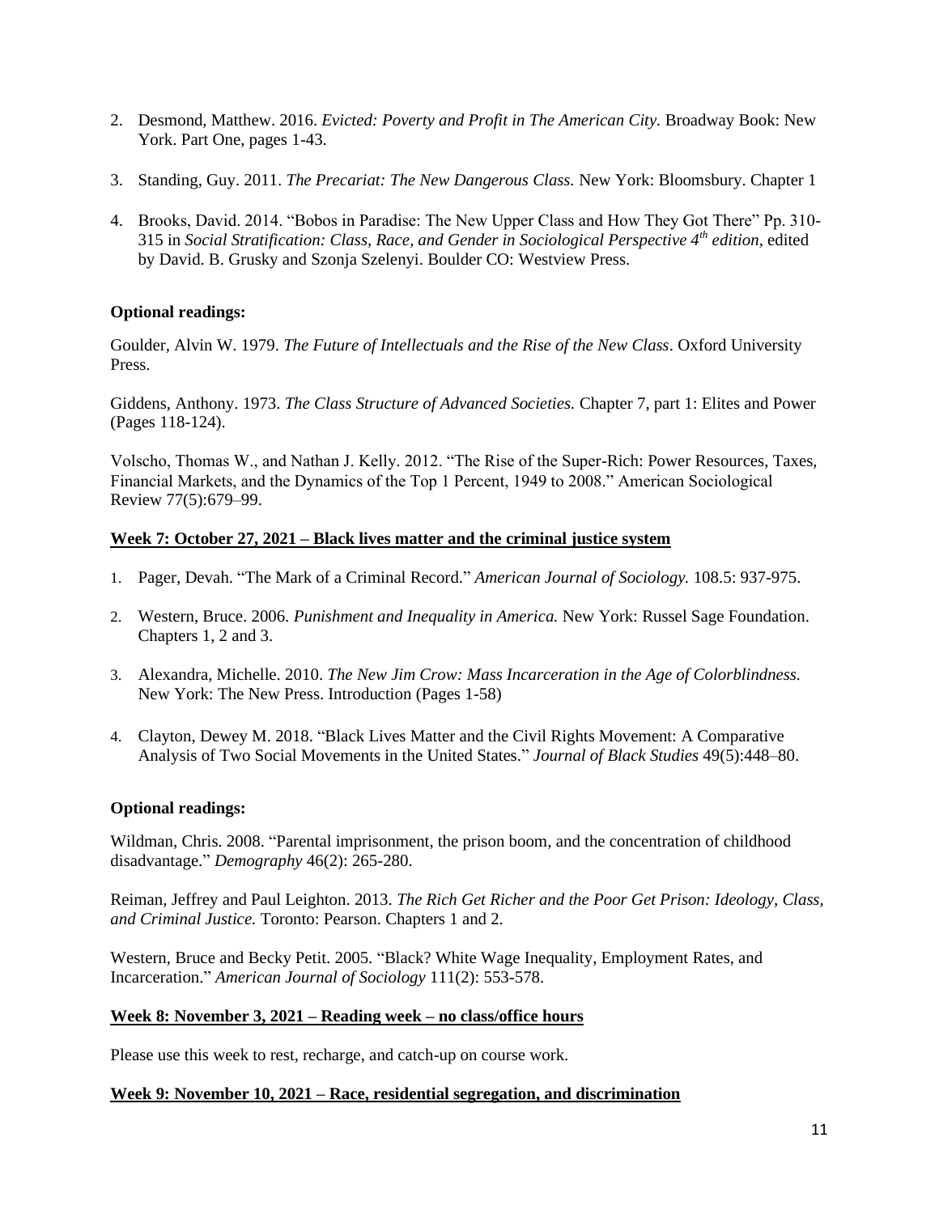2. Desmond, Matthew. 2016. *Evicted: Poverty and Profit in The American City.* Broadway Book: New York. Part One, pages 1-43.

3. Standing, Guy. 2011. *The Precariat: The New Dangerous Class.* New York: Bloomsbury. Chapter 1

4. Brooks, David. 2014. "Bobos in Paradise: The New Upper Class and How They Got There" Pp. 310-315 in *Social Stratification: Class, Race, and Gender in Sociological Perspective 4th edition*, edited by David. B. Grusky and Szonja Szelenyi. Boulder CO: Westview Press.

**Optional readings:**

Goulder, Alvin W. 1979. *The Future of Intellectuals and the Rise of the New Class*. Oxford University Press.

Giddens, Anthony. 1973. *The Class Structure of Advanced Societies.* Chapter 7, part 1: Elites and Power (Pages 118-124).

Volscho, Thomas W., and Nathan J. Kelly. 2012. "The Rise of the Super-Rich: Power Resources, Taxes, Financial Markets, and the Dynamics of the Top 1 Percent, 1949 to 2008." American Sociological Review 77(5):679–99.

**Week 7: October 27, 2021 – Black lives matter and the criminal justice system**

1. Pager, Devah. "The Mark of a Criminal Record." *American Journal of Sociology.* 108.5: 937-975.

2. Western, Bruce. 2006. *Punishment and Inequality in America.* New York: Russel Sage Foundation. Chapters 1, 2 and 3.

3. Alexandra, Michelle. 2010. *The New Jim Crow: Mass Incarceration in the Age of Colorblindness.* New York: The New Press. Introduction (Pages 1-58)

4. Clayton, Dewey M. 2018. "Black Lives Matter and the Civil Rights Movement: A Comparative Analysis of Two Social Movements in the United States." *Journal of Black Studies* 49(5):448–80.

**Optional readings:**

Wildman, Chris. 2008. "Parental imprisonment, the prison boom, and the concentration of childhood disadvantage." *Demography* 46(2): 265-280.

Reiman, Jeffrey and Paul Leighton. 2013. *The Rich Get Richer and the Poor Get Prison: Ideology, Class, and Criminal Justice.* Toronto: Pearson. Chapters 1 and 2.

Western, Bruce and Becky Petit. 2005. "Black? White Wage Inequality, Employment Rates, and Incarceration." *American Journal of Sociology* 111(2): 553-578.

**Week 8: November 3, 2021 – Reading week – no class/office hours**

Please use this week to rest, recharge, and catch-up on course work.

**Week 9: November 10, 2021 – Race, residential segregation, and discrimination**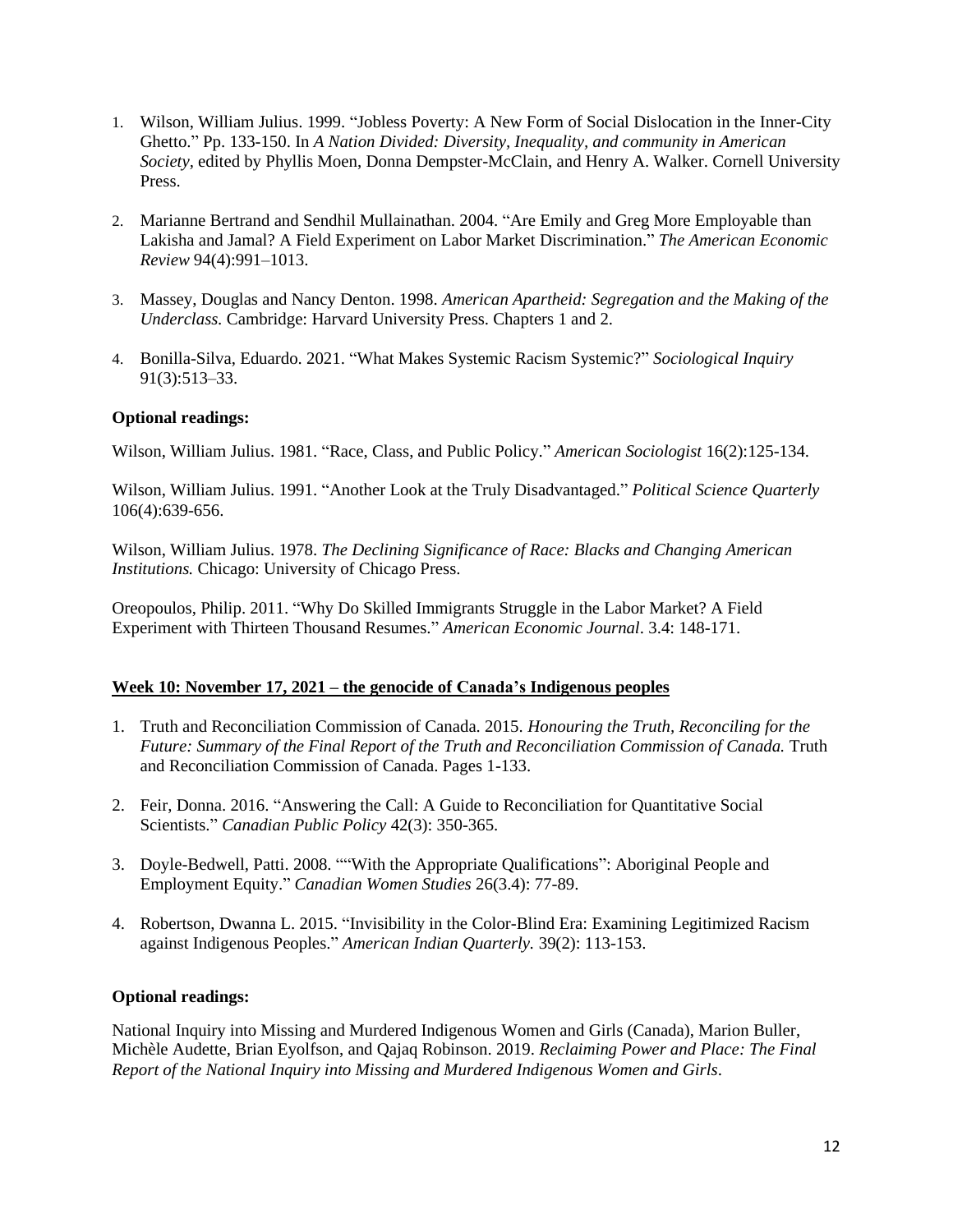1. Wilson, William Julius. 1999. "Jobless Poverty: A New Form of Social Dislocation in the Inner-City Ghetto." Pp. 133-150. In *A Nation Divided: Diversity, Inequality, and community in American Society*, edited by Phyllis Moen, Donna Dempster-McClain, and Henry A. Walker. Cornell University Press.

2. Marianne Bertrand and Sendhil Mullainathan. 2004. "Are Emily and Greg More Employable than Lakisha and Jamal? A Field Experiment on Labor Market Discrimination." *The American Economic Review* 94(4):991–1013.

3. Massey, Douglas and Nancy Denton. 1998. *American Apartheid: Segregation and the Making of the Underclass.* Cambridge: Harvard University Press. Chapters 1 and 2.

4. Bonilla-Silva, Eduardo. 2021. "What Makes Systemic Racism Systemic?" *Sociological Inquiry* 91(3):513–33.

**Optional readings:**

Wilson, William Julius. 1981. "Race, Class, and Public Policy." *American Sociologist* 16(2):125-134.

Wilson, William Julius. 1991. "Another Look at the Truly Disadvantaged." *Political Science Quarterly* 106(4):639-656.

Wilson, William Julius. 1978. *The Declining Significance of Race: Blacks and Changing American Institutions.* Chicago: University of Chicago Press.

Oreopoulos, Philip. 2011. "Why Do Skilled Immigrants Struggle in the Labor Market? A Field Experiment with Thirteen Thousand Resumes." *American Economic Journal*. 3.4: 148-171.

## Week 10: November 17, 2021 – the genocide of Canada's Indigenous peoples

1. Truth and Reconciliation Commission of Canada. 2015. *Honouring the Truth, Reconciling for the Future: Summary of the Final Report of the Truth and Reconciliation Commission of Canada.* Truth and Reconciliation Commission of Canada. Pages 1-133.

2. Feir, Donna. 2016. "Answering the Call: A Guide to Reconciliation for Quantitative Social Scientists." *Canadian Public Policy* 42(3): 350-365.

3. Doyle-Bedwell, Patti. 2008. ""With the Appropriate Qualifications": Aboriginal People and Employment Equity." *Canadian Women Studies* 26(3.4): 77-89.

4. Robertson, Dwanna L. 2015. "Invisibility in the Color-Blind Era: Examining Legitimized Racism against Indigenous Peoples." *American Indian Quarterly.* 39(2): 113-153.

**Optional readings:**

National Inquiry into Missing and Murdered Indigenous Women and Girls (Canada), Marion Buller, Michèle Audette, Brian Eyolfson, and Qajaq Robinson. 2019. *Reclaiming Power and Place: The Final Report of the National Inquiry into Missing and Murdered Indigenous Women and Girls*.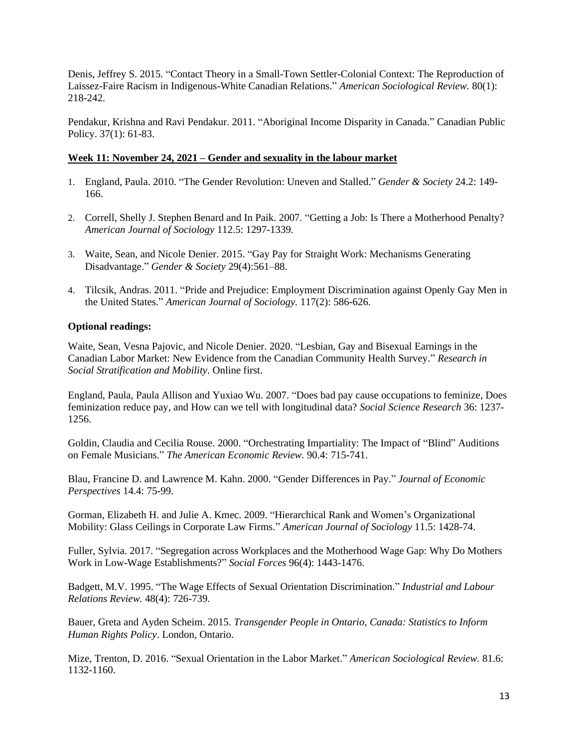Denis, Jeffrey S. 2015. "Contact Theory in a Small-Town Settler-Colonial Context: The Reproduction of Laissez-Faire Racism in Indigenous-White Canadian Relations." *American Sociological Review.* 80(1): 218-242.

Pendakur, Krishna and Ravi Pendakur. 2011. "Aboriginal Income Disparity in Canada." Canadian Public Policy. 37(1): 61-83.

**Week 11: November 24, 2021 – Gender and sexuality in the labour market**

1. England, Paula. 2010. "The Gender Revolution: Uneven and Stalled." *Gender & Society* 24.2: 149-166.
2. Correll, Shelly J. Stephen Benard and In Paik. 2007. "Getting a Job: Is There a Motherhood Penalty? *American Journal of Sociology* 112.5: 1297-1339.
3. Waite, Sean, and Nicole Denier. 2015. "Gay Pay for Straight Work: Mechanisms Generating Disadvantage." *Gender & Society* 29(4):561–88.
4. Tilcsik, Andras. 2011. "Pride and Prejudice: Employment Discrimination against Openly Gay Men in the United States." *American Journal of Sociology.* 117(2): 586-626.

**Optional readings:**

Waite, Sean, Vesna Pajovic, and Nicole Denier. 2020. "Lesbian, Gay and Bisexual Earnings in the Canadian Labor Market: New Evidence from the Canadian Community Health Survey." *Research in Social Stratification and Mobility*. Online first.

England, Paula, Paula Allison and Yuxiao Wu. 2007. "Does bad pay cause occupations to feminize, Does feminization reduce pay, and How can we tell with longitudinal data? *Social Science Research* 36: 1237-1256.

Goldin, Claudia and Cecilia Rouse. 2000. "Orchestrating Impartiality: The Impact of "Blind" Auditions on Female Musicians." *The American Economic Review.* 90.4: 715-741.

Blau, Francine D. and Lawrence M. Kahn. 2000. "Gender Differences in Pay." *Journal of Economic Perspectives* 14.4: 75-99.

Gorman, Elizabeth H. and Julie A. Kmec. 2009. "Hierarchical Rank and Women's Organizational Mobility: Glass Ceilings in Corporate Law Firms." *American Journal of Sociology* 11.5: 1428-74.

Fuller, Sylvia. 2017. "Segregation across Workplaces and the Motherhood Wage Gap: Why Do Mothers Work in Low-Wage Establishments?" *Social Forces* 96(4): 1443-1476.

Badgett, M.V. 1995. "The Wage Effects of Sexual Orientation Discrimination." *Industrial and Labour Relations Review.* 48(4): 726-739.

Bauer, Greta and Ayden Scheim. 2015. *Transgender People in Ontario, Canada: Statistics to Inform Human Rights Policy*. London, Ontario.

Mize, Trenton, D. 2016. "Sexual Orientation in the Labor Market." *American Sociological Review.* 81.6: 1132-1160.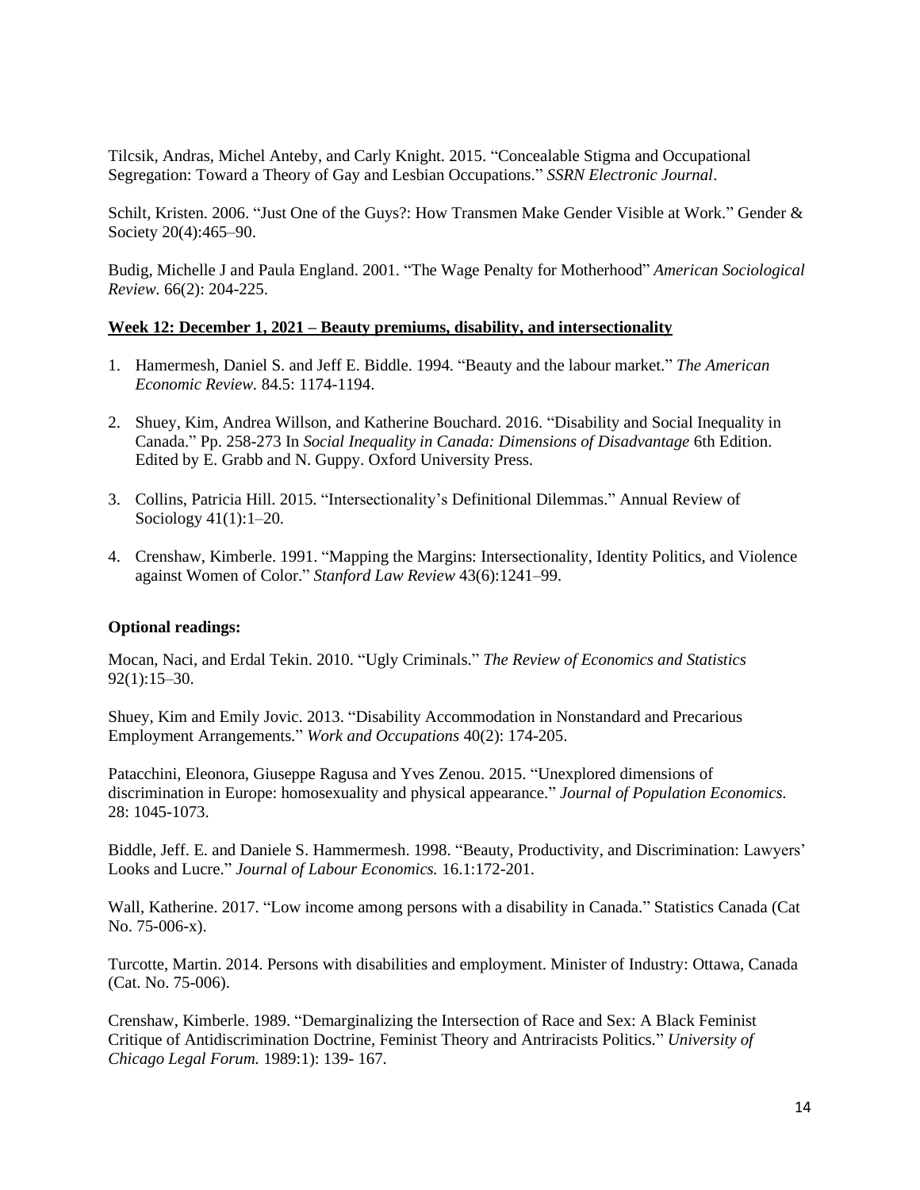Tilcsik, Andras, Michel Anteby, and Carly Knight. 2015. "Concealable Stigma and Occupational Segregation: Toward a Theory of Gay and Lesbian Occupations." *SSRN Electronic Journal*.

Schilt, Kristen. 2006. "Just One of the Guys?: How Transmen Make Gender Visible at Work." Gender & Society 20(4):465–90.

Budig, Michelle J and Paula England. 2001. "The Wage Penalty for Motherhood" *American Sociological Review.* 66(2): 204-225.

**Week 12: December 1, 2021 – Beauty premiums, disability, and intersectionality**

1. Hamermesh, Daniel S. and Jeff E. Biddle. 1994. "Beauty and the labour market." *The American Economic Review.* 84.5: 1174-1194.
2. Shuey, Kim, Andrea Willson, and Katherine Bouchard. 2016. "Disability and Social Inequality in Canada." Pp. 258-273 In *Social Inequality in Canada: Dimensions of Disadvantage* 6th Edition. Edited by E. Grabb and N. Guppy. Oxford University Press.
3. Collins, Patricia Hill. 2015. "Intersectionality's Definitional Dilemmas." Annual Review of Sociology 41(1):1–20.
4. Crenshaw, Kimberle. 1991. "Mapping the Margins: Intersectionality, Identity Politics, and Violence against Women of Color." *Stanford Law Review* 43(6):1241–99.

**Optional readings:**

Mocan, Naci, and Erdal Tekin. 2010. "Ugly Criminals." *The Review of Economics and Statistics* 92(1):15–30.

Shuey, Kim and Emily Jovic. 2013. "Disability Accommodation in Nonstandard and Precarious Employment Arrangements." *Work and Occupations* 40(2): 174-205.

Patacchini, Eleonora, Giuseppe Ragusa and Yves Zenou. 2015. "Unexplored dimensions of discrimination in Europe: homosexuality and physical appearance." *Journal of Population Economics.* 28: 1045-1073.

Biddle, Jeff. E. and Daniele S. Hammermesh. 1998. "Beauty, Productivity, and Discrimination: Lawyers' Looks and Lucre." *Journal of Labour Economics.* 16.1:172-201.

Wall, Katherine. 2017. "Low income among persons with a disability in Canada." Statistics Canada (Cat No. 75-006-x).

Turcotte, Martin. 2014. Persons with disabilities and employment. Minister of Industry: Ottawa, Canada (Cat. No. 75-006).

Crenshaw, Kimberle. 1989. "Demarginalizing the Intersection of Race and Sex: A Black Feminist Critique of Antidiscrimination Doctrine, Feminist Theory and Antriracists Politics." *University of Chicago Legal Forum.* 1989:1): 139- 167.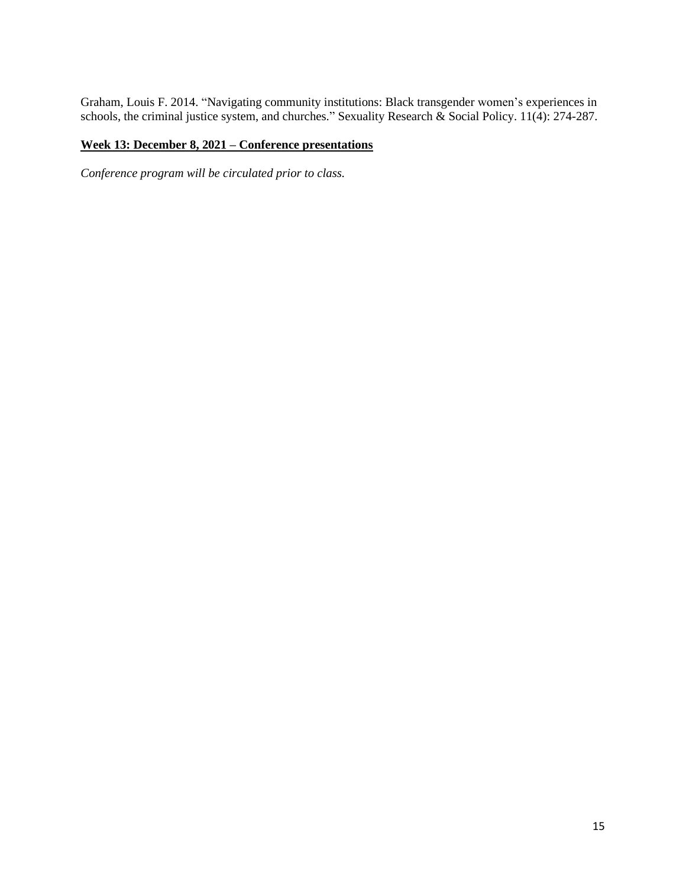Graham, Louis F. 2014. "Navigating community institutions: Black transgender women's experiences in schools, the criminal justice system, and churches." Sexuality Research & Social Policy. 11(4): 274-287.

### **Week 13: December 8, 2021 – Conference presentations**

*Conference program will be circulated prior to class.*